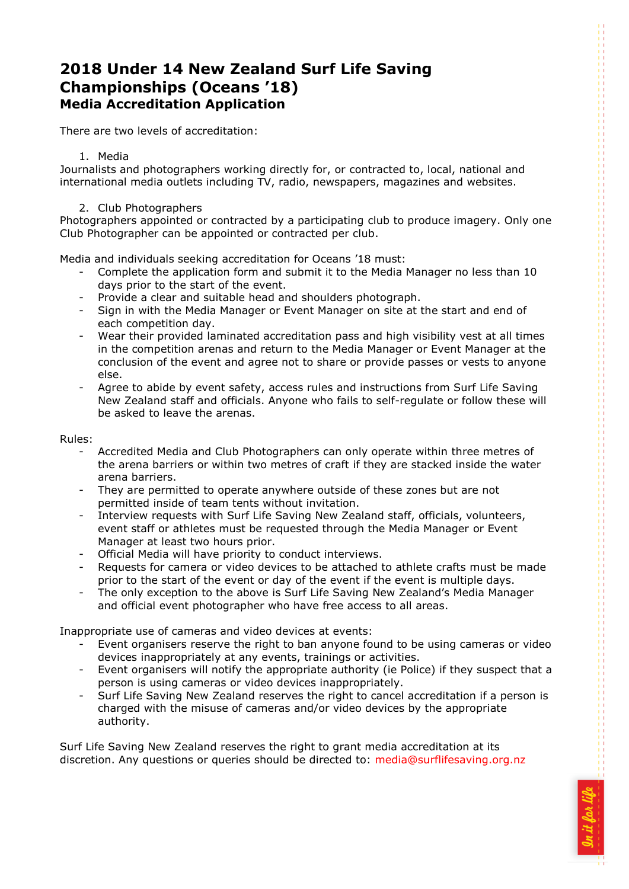# 2018 Under 14 New Zealand Surf Life Saving Championships (Oceans '18)

## Media Accreditation Application

There are two levels of accreditation:

1. Media

Journalists and photographers working directly for, or contracted to, local, national and international media outlets including TV, radio, newspapers, magazines and websites.

2. Club Photographers

Photographers appointed or contracted by a participating club to produce imagery. Only one Club Photographer can be appointed or contracted per club.

Media and individuals seeking accreditation for Oceans '18 must:

- Complete the application form and submit it to the Media Manager no less than 10 days prior to the start of the event.
- Provide a clear and suitable head and shoulders photograph.
- Sign in with the Media Manager or Event Manager on site at the start and end of each competition day.
- Wear their provided laminated accreditation pass and high visibility vest at all times in the competition arenas and return to the Media Manager or Event Manager at the conclusion of the event and agree not to share or provide passes or vests to anyone else.
- Agree to abide by event safety, access rules and instructions from Surf Life Saving New Zealand staff and officials. Anyone who fails to self-regulate or follow these will be asked to leave the arenas.

Rules:

- Accredited Media and Club Photographers can only operate within three metres of the arena barriers or within two metres of craft if they are stacked inside the water arena barriers.
- They are permitted to operate anywhere outside of these zones but are not permitted inside of team tents without invitation.
- Interview requests with Surf Life Saving New Zealand staff, officials, volunteers, event staff or athletes must be requested through the Media Manager or Event Manager at least two hours prior.
- Official Media will have priority to conduct interviews.
- Requests for camera or video devices to be attached to athlete crafts must be made prior to the start of the event or day of the event if the event is multiple days.
- The only exception to the above is Surf Life Saving New Zealand's Media Manager and official event photographer who have free access to all areas.

Inappropriate use of cameras and video devices at events:

- Event organisers reserve the right to ban anyone found to be using cameras or video devices inappropriately at any events, trainings or activities.
- Event organisers will notify the appropriate authority (ie Police) if they suspect that a person is using cameras or video devices inappropriately.
- Surf Life Saving New Zealand reserves the right to cancel accreditation if a person is charged with the misuse of cameras and/or video devices by the appropriate authority.

Surf Life Saving New Zealand reserves the right to grant media accreditation at its discretion. Any questions or queries should be directed to: media@surflifesaving.org.nz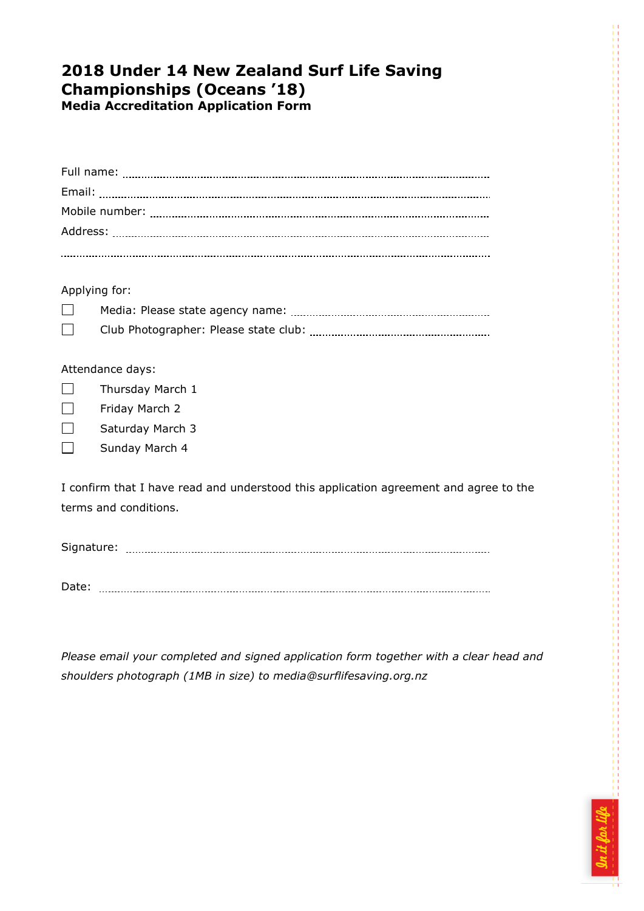# 2018 Under 14 New Zealand Surf Life Saving Championships (Oceans '18)

**Media Accreditation Application Form**

Full name: ..............................................................................................

Email: ...................................................................................................

Mobile number: ......................................................................................

Address: ...............................................................................................

.............................................................................................................

Applying for:

- ☐ Media: Please state agency name: ..............................................
- ☐ Club Photographer: Please state club: ........................................

Attendance days:

- ☐ Thursday March 1
- ☐ Friday March 2
- ☐ Saturday March 3
- ☐ Sunday March 4

I confirm that I have read and understood this application agreement and agree to the terms and conditions.

Signature: ..............................................................................................

Date: .....................................................................................................

*Please email your completed and signed application form together with a clear head and shoulders photograph (1MB in size) to media@surflifesaving.org.nz*

In it for life